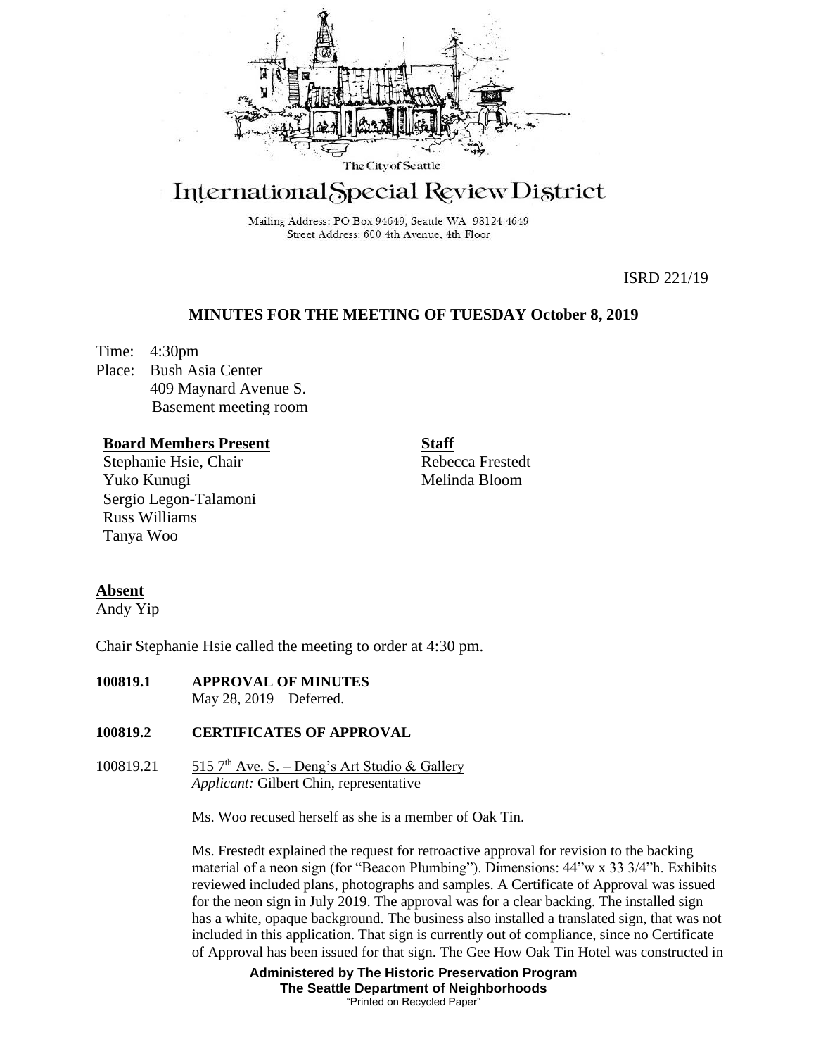The City of Seattle

# International Special Review District

Mailing Address: PO Box 94649, Seattle WA 98124-4649
Street Address: 600 4th Avenue, 4th Floor

ISRD 221/19

## MINUTES FOR THE MEETING OF TUESDAY October 8, 2019

Time: 4:30pm
Place: Bush Asia Center
409 Maynard Avenue S.
Basement meeting room

**Board Members Present**
Stephanie Hsie, Chair
Yuko Kunugi
Sergio Legon-Talamoni
Russ Williams
Tanya Woo

**Staff**
Rebecca Frestedt
Melinda Bloom

**Absent**
Andy Yip

Chair Stephanie Hsie called the meeting to order at 4:30 pm.

**100819.1 APPROVAL OF MINUTES**
May 28, 2019 Deferred.

**100819.2 CERTIFICATES OF APPROVAL**

100819.21 515 7th Ave. S. – Deng's Art Studio & Gallery
*Applicant:* Gilbert Chin, representative

Ms. Woo recused herself as she is a member of Oak Tin.

Ms. Frestedt explained the request for retroactive approval for revision to the backing material of a neon sign (for "Beacon Plumbing"). Dimensions: 44"w x 33 3/4"h. Exhibits reviewed included plans, photographs and samples. A Certificate of Approval was issued for the neon sign in July 2019. The approval was for a clear backing. The installed sign has a white, opaque background. The business also installed a translated sign, that was not included in this application. That sign is currently out of compliance, since no Certificate of Approval has been issued for that sign. The Gee How Oak Tin Hotel was constructed in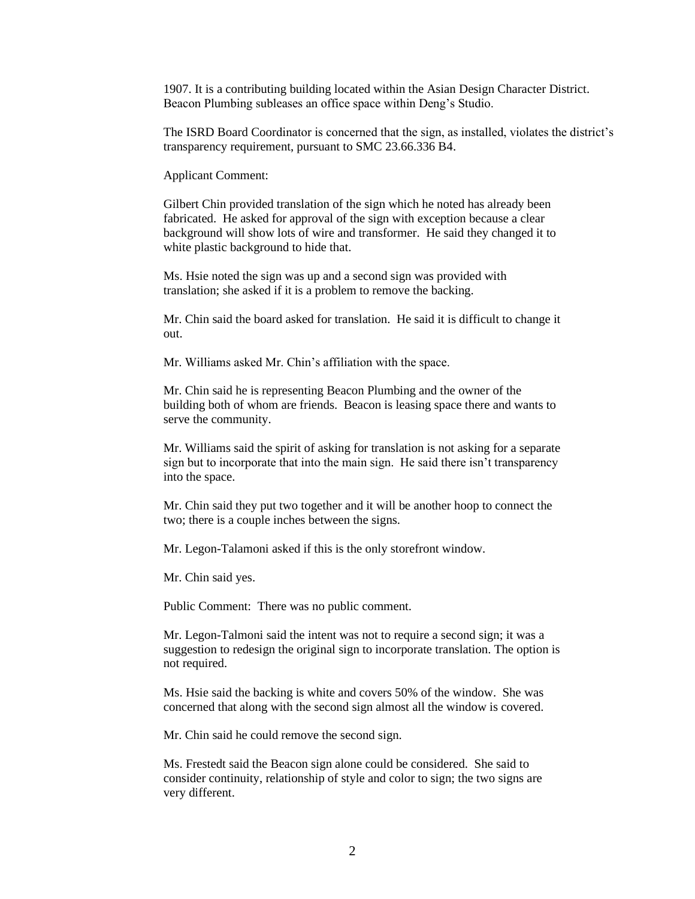1907. It is a contributing building located within the Asian Design Character District. Beacon Plumbing subleases an office space within Deng's Studio.

The ISRD Board Coordinator is concerned that the sign, as installed, violates the district's transparency requirement, pursuant to SMC 23.66.336 B4.

Applicant Comment:

Gilbert Chin provided translation of the sign which he noted has already been fabricated. He asked for approval of the sign with exception because a clear background will show lots of wire and transformer. He said they changed it to white plastic background to hide that.

Ms. Hsie noted the sign was up and a second sign was provided with translation; she asked if it is a problem to remove the backing.

Mr. Chin said the board asked for translation. He said it is difficult to change it out.

Mr. Williams asked Mr. Chin's affiliation with the space.

Mr. Chin said he is representing Beacon Plumbing and the owner of the building both of whom are friends. Beacon is leasing space there and wants to serve the community.

Mr. Williams said the spirit of asking for translation is not asking for a separate sign but to incorporate that into the main sign. He said there isn't transparency into the space.

Mr. Chin said they put two together and it will be another hoop to connect the two; there is a couple inches between the signs.

Mr. Legon-Talamoni asked if this is the only storefront window.

Mr. Chin said yes.

Public Comment: There was no public comment.

Mr. Legon-Talmoni said the intent was not to require a second sign; it was a suggestion to redesign the original sign to incorporate translation. The option is not required.

Ms. Hsie said the backing is white and covers 50% of the window. She was concerned that along with the second sign almost all the window is covered.

Mr. Chin said he could remove the second sign.

Ms. Frestedt said the Beacon sign alone could be considered. She said to consider continuity, relationship of style and color to sign; the two signs are very different.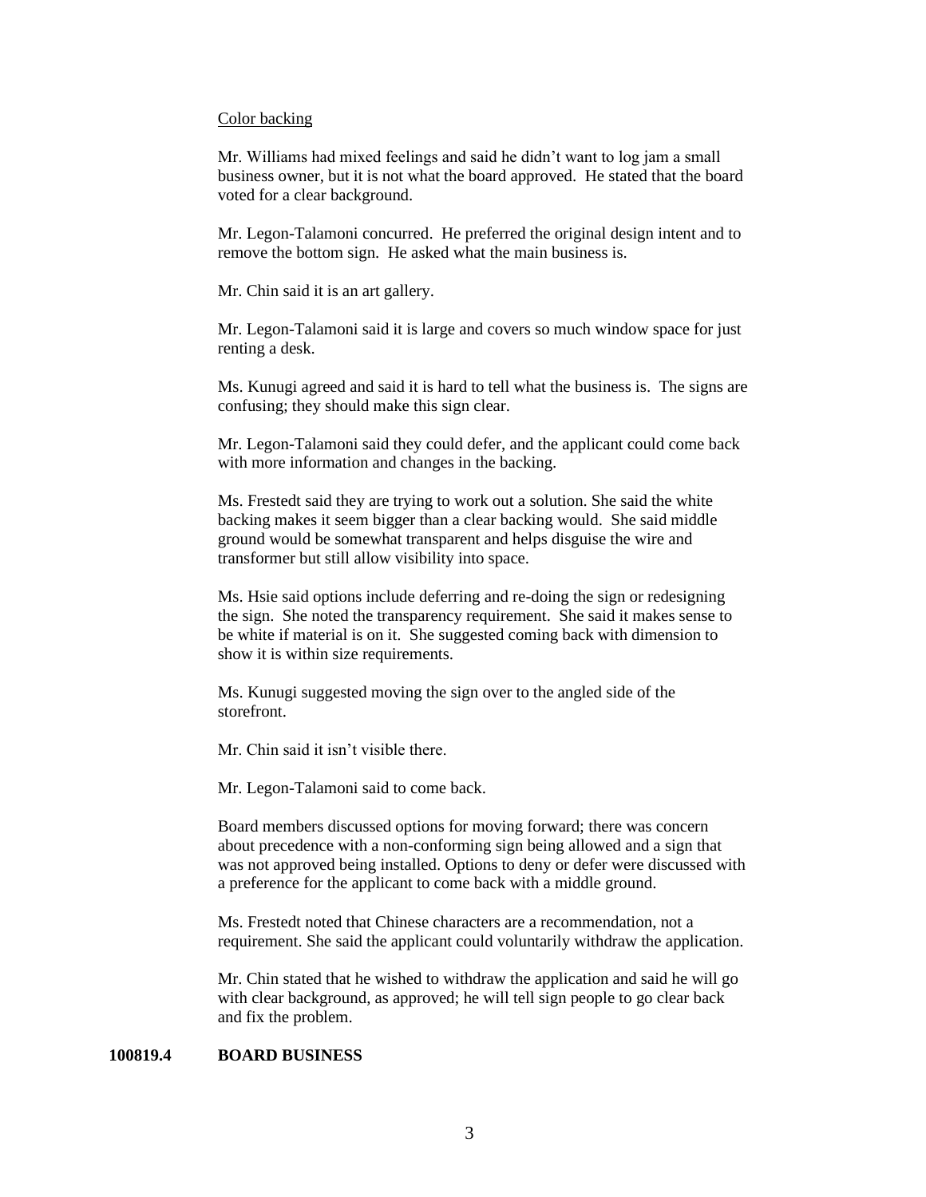Color backing

Mr. Williams had mixed feelings and said he didn't want to log jam a small business owner, but it is not what the board approved. He stated that the board voted for a clear background.

Mr. Legon-Talamoni concurred. He preferred the original design intent and to remove the bottom sign. He asked what the main business is.

Mr. Chin said it is an art gallery.

Mr. Legon-Talamoni said it is large and covers so much window space for just renting a desk.

Ms. Kunugi agreed and said it is hard to tell what the business is. The signs are confusing; they should make this sign clear.

Mr. Legon-Talamoni said they could defer, and the applicant could come back with more information and changes in the backing.

Ms. Frestedt said they are trying to work out a solution. She said the white backing makes it seem bigger than a clear backing would. She said middle ground would be somewhat transparent and helps disguise the wire and transformer but still allow visibility into space.

Ms. Hsie said options include deferring and re-doing the sign or redesigning the sign. She noted the transparency requirement. She said it makes sense to be white if material is on it. She suggested coming back with dimension to show it is within size requirements.

Ms. Kunugi suggested moving the sign over to the angled side of the storefront.

Mr. Chin said it isn't visible there.

Mr. Legon-Talamoni said to come back.

Board members discussed options for moving forward; there was concern about precedence with a non-conforming sign being allowed and a sign that was not approved being installed. Options to deny or defer were discussed with a preference for the applicant to come back with a middle ground.

Ms. Frestedt noted that Chinese characters are a recommendation, not a requirement. She said the applicant could voluntarily withdraw the application.

Mr. Chin stated that he wished to withdraw the application and said he will go with clear background, as approved; he will tell sign people to go clear back and fix the problem.

**100819.4 BOARD BUSINESS**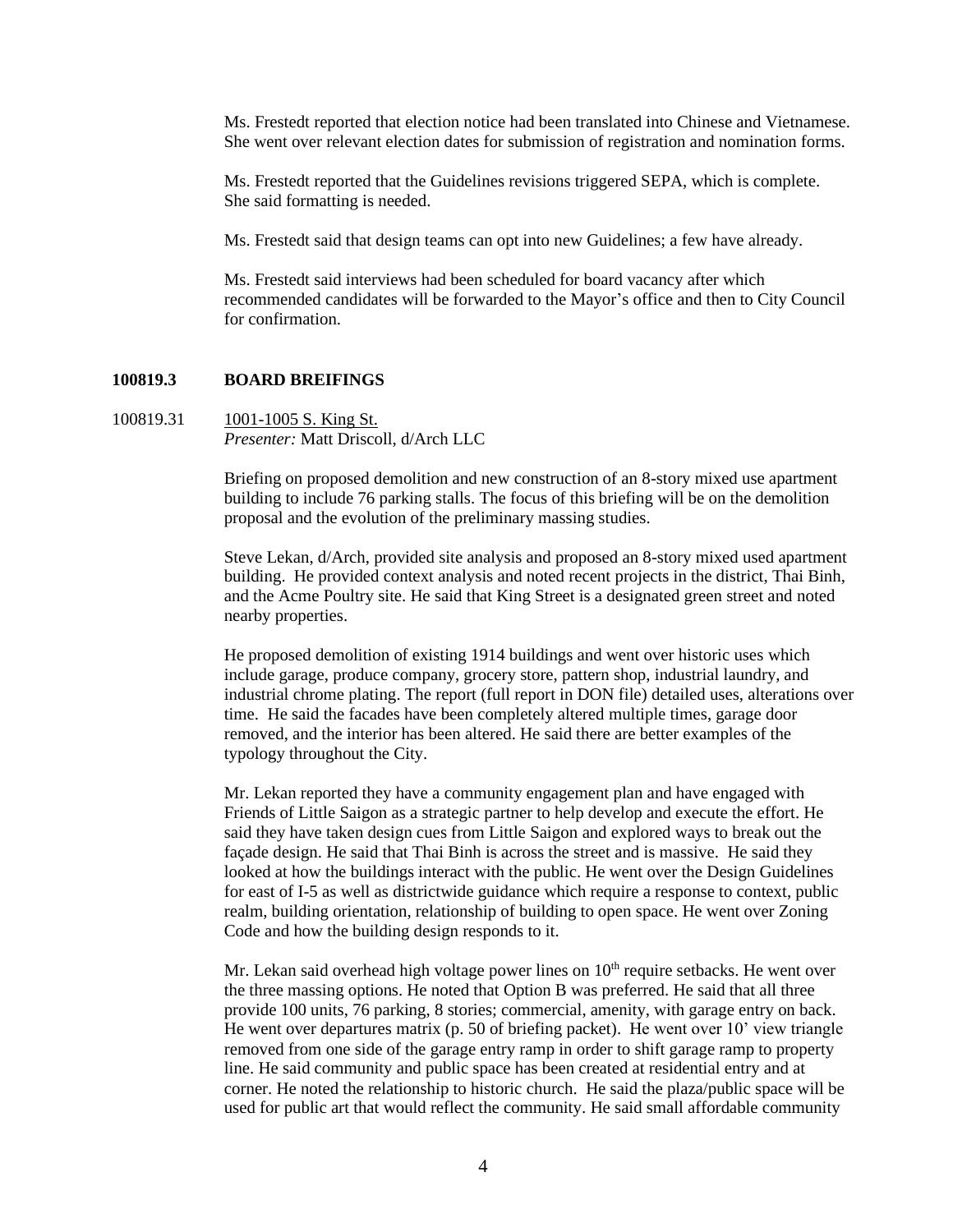Ms. Frestedt reported that election notice had been translated into Chinese and Vietnamese. She went over relevant election dates for submission of registration and nomination forms.

Ms. Frestedt reported that the Guidelines revisions triggered SEPA, which is complete. She said formatting is needed.

Ms. Frestedt said that design teams can opt into new Guidelines; a few have already.

Ms. Frestedt said interviews had been scheduled for board vacancy after which recommended candidates will be forwarded to the Mayor's office and then to City Council for confirmation.

## 100819.3 BOARD BREIFINGS

**100819.31** 1001-1005 S. King St.
*Presenter:* Matt Driscoll, d/Arch LLC

Briefing on proposed demolition and new construction of an 8-story mixed use apartment building to include 76 parking stalls. The focus of this briefing will be on the demolition proposal and the evolution of the preliminary massing studies.

Steve Lekan, d/Arch, provided site analysis and proposed an 8-story mixed used apartment building. He provided context analysis and noted recent projects in the district, Thai Binh, and the Acme Poultry site. He said that King Street is a designated green street and noted nearby properties.

He proposed demolition of existing 1914 buildings and went over historic uses which include garage, produce company, grocery store, pattern shop, industrial laundry, and industrial chrome plating. The report (full report in DON file) detailed uses, alterations over time. He said the facades have been completely altered multiple times, garage door removed, and the interior has been altered. He said there are better examples of the typology throughout the City.

Mr. Lekan reported they have a community engagement plan and have engaged with Friends of Little Saigon as a strategic partner to help develop and execute the effort. He said they have taken design cues from Little Saigon and explored ways to break out the façade design. He said that Thai Binh is across the street and is massive. He said they looked at how the buildings interact with the public. He went over the Design Guidelines for east of I-5 as well as districtwide guidance which require a response to context, public realm, building orientation, relationship of building to open space. He went over Zoning Code and how the building design responds to it.

Mr. Lekan said overhead high voltage power lines on 10th require setbacks. He went over the three massing options. He noted that Option B was preferred. He said that all three provide 100 units, 76 parking, 8 stories; commercial, amenity, with garage entry on back. He went over departures matrix (p. 50 of briefing packet). He went over 10' view triangle removed from one side of the garage entry ramp in order to shift garage ramp to property line. He said community and public space has been created at residential entry and at corner. He noted the relationship to historic church. He said the plaza/public space will be used for public art that would reflect the community. He said small affordable community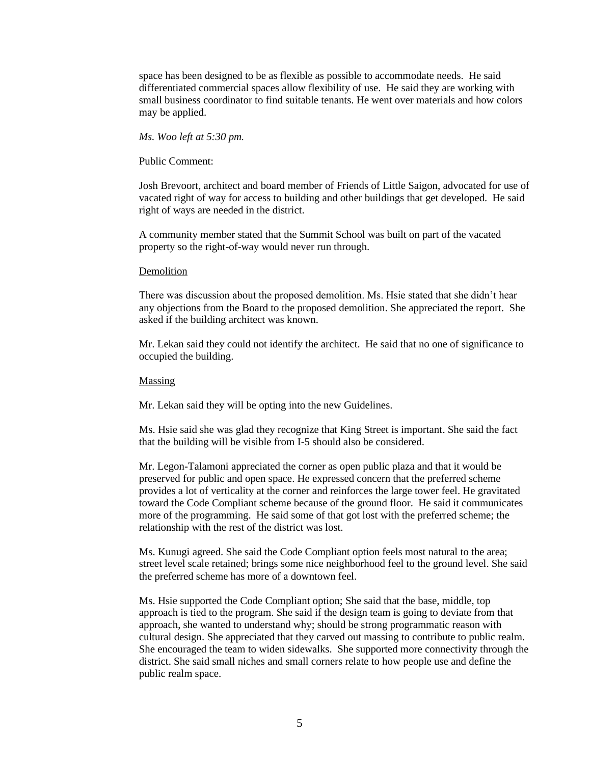space has been designed to be as flexible as possible to accommodate needs. He said differentiated commercial spaces allow flexibility of use. He said they are working with small business coordinator to find suitable tenants. He went over materials and how colors may be applied.

*Ms. Woo left at 5:30 pm.*

Public Comment:

Josh Brevoort, architect and board member of Friends of Little Saigon, advocated for use of vacated right of way for access to building and other buildings that get developed. He said right of ways are needed in the district.

A community member stated that the Summit School was built on part of the vacated property so the right-of-way would never run through.

<u>Demolition</u>

There was discussion about the proposed demolition. Ms. Hsie stated that she didn't hear any objections from the Board to the proposed demolition. She appreciated the report. She asked if the building architect was known.

Mr. Lekan said they could not identify the architect. He said that no one of significance to occupied the building.

<u>Massing</u>

Mr. Lekan said they will be opting into the new Guidelines.

Ms. Hsie said she was glad they recognize that King Street is important. She said the fact that the building will be visible from I-5 should also be considered.

Mr. Legon-Talamoni appreciated the corner as open public plaza and that it would be preserved for public and open space. He expressed concern that the preferred scheme provides a lot of verticality at the corner and reinforces the large tower feel. He gravitated toward the Code Compliant scheme because of the ground floor. He said it communicates more of the programming. He said some of that got lost with the preferred scheme; the relationship with the rest of the district was lost.

Ms. Kunugi agreed. She said the Code Compliant option feels most natural to the area; street level scale retained; brings some nice neighborhood feel to the ground level. She said the preferred scheme has more of a downtown feel.

Ms. Hsie supported the Code Compliant option; She said that the base, middle, top approach is tied to the program. She said if the design team is going to deviate from that approach, she wanted to understand why; should be strong programmatic reason with cultural design. She appreciated that they carved out massing to contribute to public realm. She encouraged the team to widen sidewalks. She supported more connectivity through the district. She said small niches and small corners relate to how people use and define the public realm space.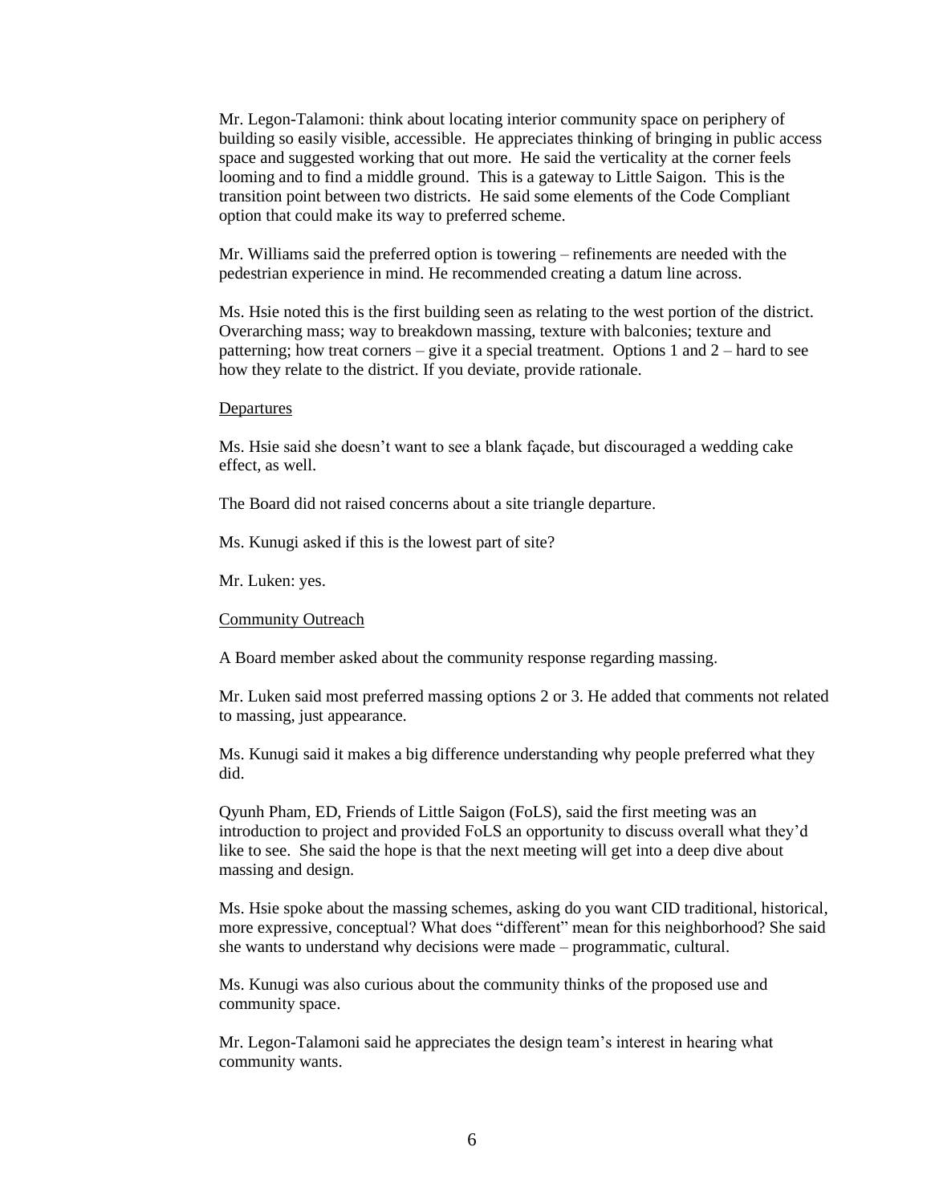Mr. Legon-Talamoni: think about locating interior community space on periphery of building so easily visible, accessible. He appreciates thinking of bringing in public access space and suggested working that out more. He said the verticality at the corner feels looming and to find a middle ground. This is a gateway to Little Saigon. This is the transition point between two districts. He said some elements of the Code Compliant option that could make its way to preferred scheme.

Mr. Williams said the preferred option is towering – refinements are needed with the pedestrian experience in mind. He recommended creating a datum line across.

Ms. Hsie noted this is the first building seen as relating to the west portion of the district. Overarching mass; way to breakdown massing, texture with balconies; texture and patterning; how treat corners – give it a special treatment. Options 1 and 2 – hard to see how they relate to the district. If you deviate, provide rationale.

Departures

Ms. Hsie said she doesn't want to see a blank façade, but discouraged a wedding cake effect, as well.

The Board did not raised concerns about a site triangle departure.

Ms. Kunugi asked if this is the lowest part of site?

Mr. Luken: yes.

Community Outreach

A Board member asked about the community response regarding massing.

Mr. Luken said most preferred massing options 2 or 3. He added that comments not related to massing, just appearance.

Ms. Kunugi said it makes a big difference understanding why people preferred what they did.

Qyunh Pham, ED, Friends of Little Saigon (FoLS), said the first meeting was an introduction to project and provided FoLS an opportunity to discuss overall what they'd like to see. She said the hope is that the next meeting will get into a deep dive about massing and design.

Ms. Hsie spoke about the massing schemes, asking do you want CID traditional, historical, more expressive, conceptual? What does "different" mean for this neighborhood? She said she wants to understand why decisions were made – programmatic, cultural.

Ms. Kunugi was also curious about the community thinks of the proposed use and community space.

Mr. Legon-Talamoni said he appreciates the design team's interest in hearing what community wants.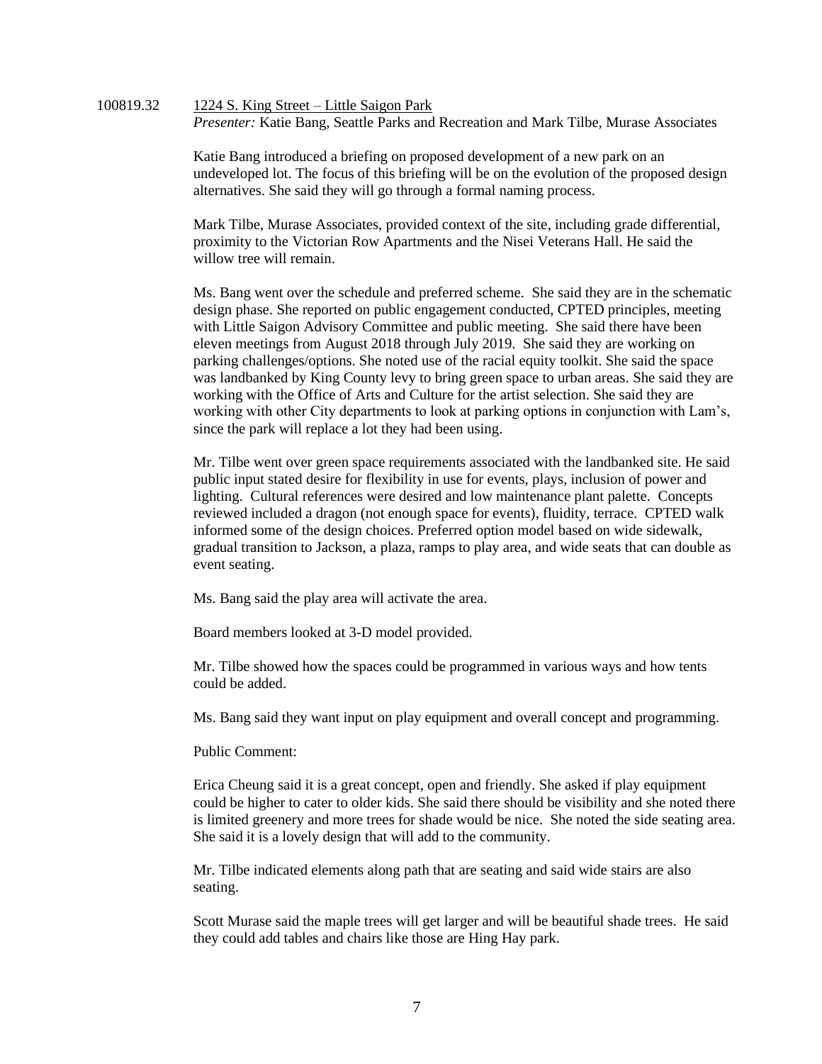100819.32 1224 S. King Street – Little Saigon Park

*Presenter:* Katie Bang, Seattle Parks and Recreation and Mark Tilbe, Murase Associates

Katie Bang introduced a briefing on proposed development of a new park on an undeveloped lot. The focus of this briefing will be on the evolution of the proposed design alternatives. She said they will go through a formal naming process.

Mark Tilbe, Murase Associates, provided context of the site, including grade differential, proximity to the Victorian Row Apartments and the Nisei Veterans Hall. He said the willow tree will remain.

Ms. Bang went over the schedule and preferred scheme. She said they are in the schematic design phase. She reported on public engagement conducted, CPTED principles, meeting with Little Saigon Advisory Committee and public meeting. She said there have been eleven meetings from August 2018 through July 2019. She said they are working on parking challenges/options. She noted use of the racial equity toolkit. She said the space was landbanked by King County levy to bring green space to urban areas. She said they are working with the Office of Arts and Culture for the artist selection. She said they are working with other City departments to look at parking options in conjunction with Lam's, since the park will replace a lot they had been using.

Mr. Tilbe went over green space requirements associated with the landbanked site. He said public input stated desire for flexibility in use for events, plays, inclusion of power and lighting. Cultural references were desired and low maintenance plant palette. Concepts reviewed included a dragon (not enough space for events), fluidity, terrace. CPTED walk informed some of the design choices. Preferred option model based on wide sidewalk, gradual transition to Jackson, a plaza, ramps to play area, and wide seats that can double as event seating.

Ms. Bang said the play area will activate the area.

Board members looked at 3-D model provided.

Mr. Tilbe showed how the spaces could be programmed in various ways and how tents could be added.

Ms. Bang said they want input on play equipment and overall concept and programming.

Public Comment:

Erica Cheung said it is a great concept, open and friendly. She asked if play equipment could be higher to cater to older kids. She said there should be visibility and she noted there is limited greenery and more trees for shade would be nice. She noted the side seating area. She said it is a lovely design that will add to the community.

Mr. Tilbe indicated elements along path that are seating and said wide stairs are also seating.

Scott Murase said the maple trees will get larger and will be beautiful shade trees. He said they could add tables and chairs like those are Hing Hay park.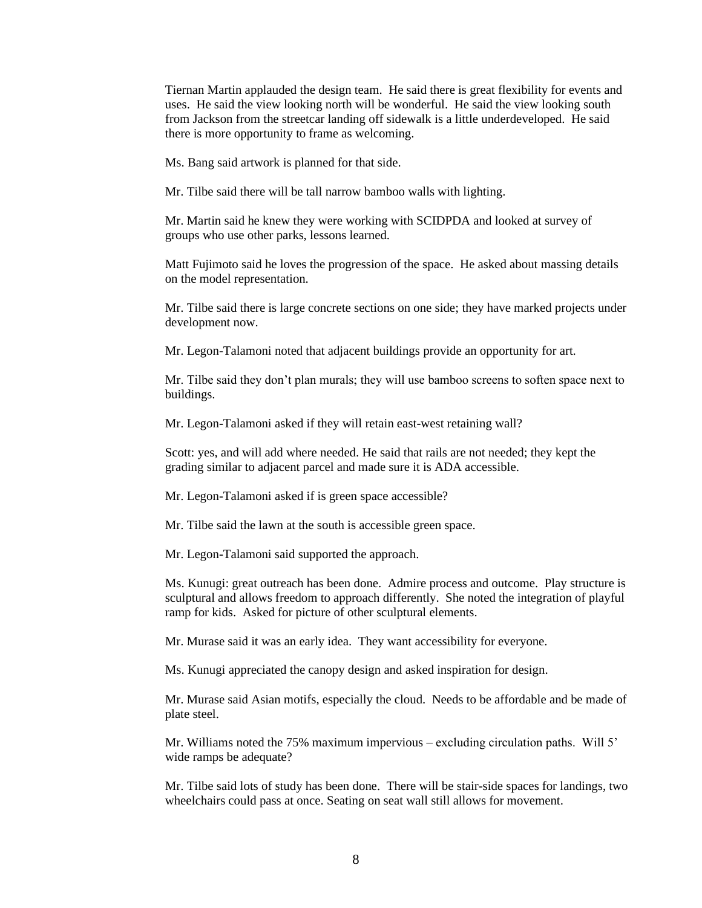Tiernan Martin applauded the design team. He said there is great flexibility for events and uses. He said the view looking north will be wonderful. He said the view looking south from Jackson from the streetcar landing off sidewalk is a little underdeveloped. He said there is more opportunity to frame as welcoming.

Ms. Bang said artwork is planned for that side.

Mr. Tilbe said there will be tall narrow bamboo walls with lighting.

Mr. Martin said he knew they were working with SCIDPDA and looked at survey of groups who use other parks, lessons learned.

Matt Fujimoto said he loves the progression of the space. He asked about massing details on the model representation.

Mr. Tilbe said there is large concrete sections on one side; they have marked projects under development now.

Mr. Legon-Talamoni noted that adjacent buildings provide an opportunity for art.

Mr. Tilbe said they don't plan murals; they will use bamboo screens to soften space next to buildings.

Mr. Legon-Talamoni asked if they will retain east-west retaining wall?

Scott: yes, and will add where needed. He said that rails are not needed; they kept the grading similar to adjacent parcel and made sure it is ADA accessible.

Mr. Legon-Talamoni asked if is green space accessible?

Mr. Tilbe said the lawn at the south is accessible green space.

Mr. Legon-Talamoni said supported the approach.

Ms. Kunugi: great outreach has been done. Admire process and outcome. Play structure is sculptural and allows freedom to approach differently. She noted the integration of playful ramp for kids. Asked for picture of other sculptural elements.

Mr. Murase said it was an early idea. They want accessibility for everyone.

Ms. Kunugi appreciated the canopy design and asked inspiration for design.

Mr. Murase said Asian motifs, especially the cloud. Needs to be affordable and be made of plate steel.

Mr. Williams noted the 75% maximum impervious – excluding circulation paths. Will 5' wide ramps be adequate?

Mr. Tilbe said lots of study has been done. There will be stair-side spaces for landings, two wheelchairs could pass at once. Seating on seat wall still allows for movement.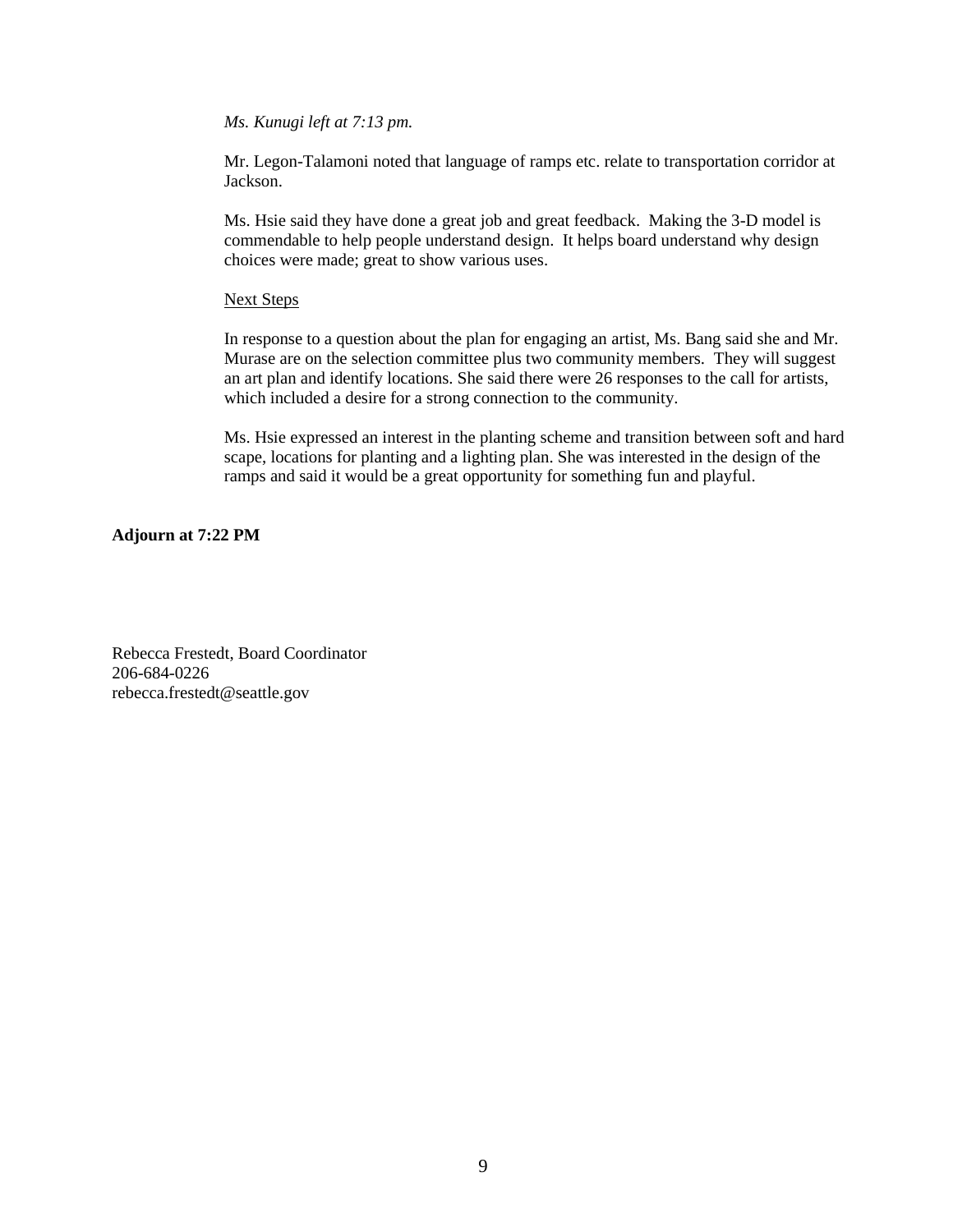*Ms. Kunugi left at 7:13 pm.*

Mr. Legon-Talamoni noted that language of ramps etc. relate to transportation corridor at Jackson.

Ms. Hsie said they have done a great job and great feedback. Making the 3-D model is commendable to help people understand design. It helps board understand why design choices were made; great to show various uses.

Next Steps

In response to a question about the plan for engaging an artist, Ms. Bang said she and Mr. Murase are on the selection committee plus two community members. They will suggest an art plan and identify locations. She said there were 26 responses to the call for artists, which included a desire for a strong connection to the community.

Ms. Hsie expressed an interest in the planting scheme and transition between soft and hard scape, locations for planting and a lighting plan. She was interested in the design of the ramps and said it would be a great opportunity for something fun and playful.

**Adjourn at 7:22 PM**

Rebecca Frestedt, Board Coordinator
206-684-0226
rebecca.frestedt@seattle.gov